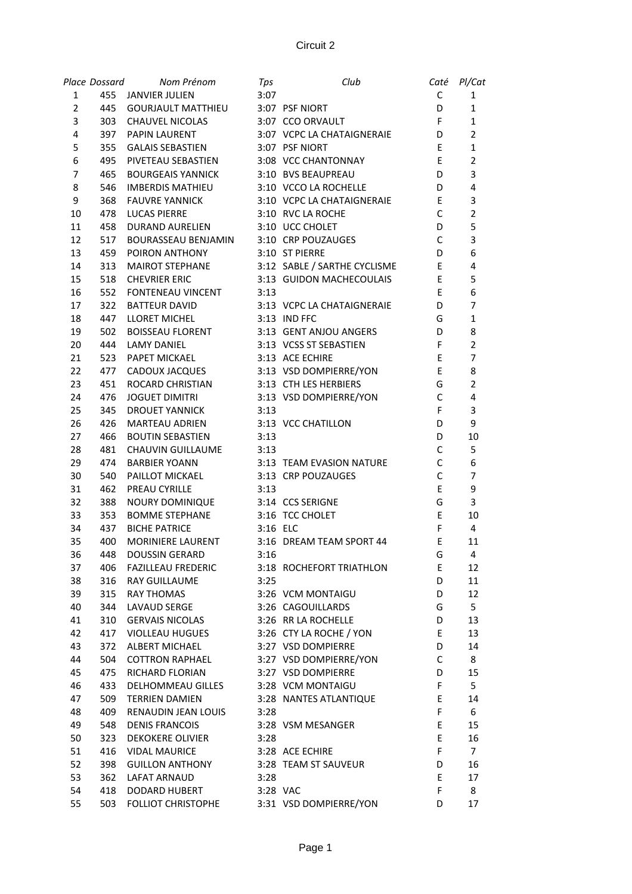# Circuit 2

| Place | Dossard | Nom Prénom | Tps | Club | Caté | Pl/Cat |
|---|---|---|---|---|---|---|
| 1 | 455 | JANVIER JULIEN | 3:07 | | C | 1 |
| 2 | 445 | GOURJAULT MATTHIEU | 3:07 | PSF NIORT | D | 1 |
| 3 | 303 | CHAUVEL NICOLAS | 3:07 | CCO ORVAULT | F | 1 |
| 4 | 397 | PAPIN LAURENT | 3:07 | VCPC LA CHATAIGNERAIE | D | 2 |
| 5 | 355 | GALAIS SEBASTIEN | 3:07 | PSF NIORT | E | 1 |
| 6 | 495 | PIVETEAU SEBASTIEN | 3:08 | VCC CHANTONNAY | E | 2 |
| 7 | 465 | BOURGEAIS YANNICK | 3:10 | BVS BEAUPREAU | D | 3 |
| 8 | 546 | IMBERDIS MATHIEU | 3:10 | VCCO LA ROCHELLE | D | 4 |
| 9 | 368 | FAUVRE YANNICK | 3:10 | VCPC LA CHATAIGNERAIE | E | 3 |
| 10 | 478 | LUCAS PIERRE | 3:10 | RVC LA ROCHE | C | 2 |
| 11 | 458 | DURAND AURELIEN | 3:10 | UCC CHOLET | D | 5 |
| 12 | 517 | BOURASSEAU BENJAMIN | 3:10 | CRP POUZAUGES | C | 3 |
| 13 | 459 | POIRON ANTHONY | 3:10 | ST PIERRE | D | 6 |
| 14 | 313 | MAIROT STEPHANE | 3:12 | SABLE / SARTHE CYCLISME | E | 4 |
| 15 | 518 | CHEVRIER ERIC | 3:13 | GUIDON MACHECOULAIS | E | 5 |
| 16 | 552 | FONTENEAU VINCENT | 3:13 | | E | 6 |
| 17 | 322 | BATTEUR DAVID | 3:13 | VCPC LA CHATAIGNERAIE | D | 7 |
| 18 | 447 | LLORET MICHEL | 3:13 | IND FFC | G | 1 |
| 19 | 502 | BOISSEAU FLORENT | 3:13 | GENT ANJOU ANGERS | D | 8 |
| 20 | 444 | LAMY DANIEL | 3:13 | VCSS ST SEBASTIEN | F | 2 |
| 21 | 523 | PAPET MICKAEL | 3:13 | ACE ECHIRE | E | 7 |
| 22 | 477 | CADOUX JACQUES | 3:13 | VSD DOMPIERRE/YON | E | 8 |
| 23 | 451 | ROCARD CHRISTIAN | 3:13 | CTH LES HERBIERS | G | 2 |
| 24 | 476 | JOGUET DIMITRI | 3:13 | VSD DOMPIERRE/YON | C | 4 |
| 25 | 345 | DROUET YANNICK | 3:13 | | F | 3 |
| 26 | 426 | MARTEAU ADRIEN | 3:13 | VCC CHATILLON | D | 9 |
| 27 | 466 | BOUTIN SEBASTIEN | 3:13 | | D | 10 |
| 28 | 481 | CHAUVIN GUILLAUME | 3:13 | | C | 5 |
| 29 | 474 | BARBIER YOANN | 3:13 | TEAM EVASION NATURE | C | 6 |
| 30 | 540 | PAILLOT MICKAEL | 3:13 | CRP POUZAUGES | C | 7 |
| 31 | 462 | PREAU CYRILLE | 3:13 | | E | 9 |
| 32 | 388 | NOURY DOMINIQUE | 3:14 | CCS SERIGNE | G | 3 |
| 33 | 353 | BOMME STEPHANE | 3:16 | TCC CHOLET | E | 10 |
| 34 | 437 | BICHE PATRICE | 3:16 | ELC | F | 4 |
| 35 | 400 | MORINIERE LAURENT | 3:16 | DREAM TEAM SPORT 44 | E | 11 |
| 36 | 448 | DOUSSIN GERARD | 3:16 | | G | 4 |
| 37 | 406 | FAZILLEAU FREDERIC | 3:18 | ROCHEFORT TRIATHLON | E | 12 |
| 38 | 316 | RAY GUILLAUME | 3:25 | | D | 11 |
| 39 | 315 | RAY THOMAS | 3:26 | VCM MONTAIGU | D | 12 |
| 40 | 344 | LAVAUD SERGE | 3:26 | CAGOUILLARDS | G | 5 |
| 41 | 310 | GERVAIS NICOLAS | 3:26 | RR LA ROCHELLE | D | 13 |
| 42 | 417 | VIOLLEAU HUGUES | 3:26 | CTY LA ROCHE / YON | E | 13 |
| 43 | 372 | ALBERT MICHAEL | 3:27 | VSD DOMPIERRE | D | 14 |
| 44 | 504 | COTTRON RAPHAEL | 3:27 | VSD DOMPIERRE/YON | C | 8 |
| 45 | 475 | RICHARD FLORIAN | 3:27 | VSD DOMPIERRE | D | 15 |
| 46 | 433 | DELHOMMEAU GILLES | 3:28 | VCM MONTAIGU | F | 5 |
| 47 | 509 | TERRIEN DAMIEN | 3:28 | NANTES ATLANTIQUE | E | 14 |
| 48 | 409 | RENAUDIN JEAN LOUIS | 3:28 | | F | 6 |
| 49 | 548 | DENIS FRANCOIS | 3:28 | VSM MESANGER | E | 15 |
| 50 | 323 | DEKOKERE OLIVIER | 3:28 | | E | 16 |
| 51 | 416 | VIDAL MAURICE | 3:28 | ACE ECHIRE | F | 7 |
| 52 | 398 | GUILLON ANTHONY | 3:28 | TEAM ST SAUVEUR | D | 16 |
| 53 | 362 | LAFAT ARNAUD | 3:28 | | E | 17 |
| 54 | 418 | DODARD HUBERT | 3:28 | VAC | F | 8 |
| 55 | 503 | FOLLIOT CHRISTOPHE | 3:31 | VSD DOMPIERRE/YON | D | 17 |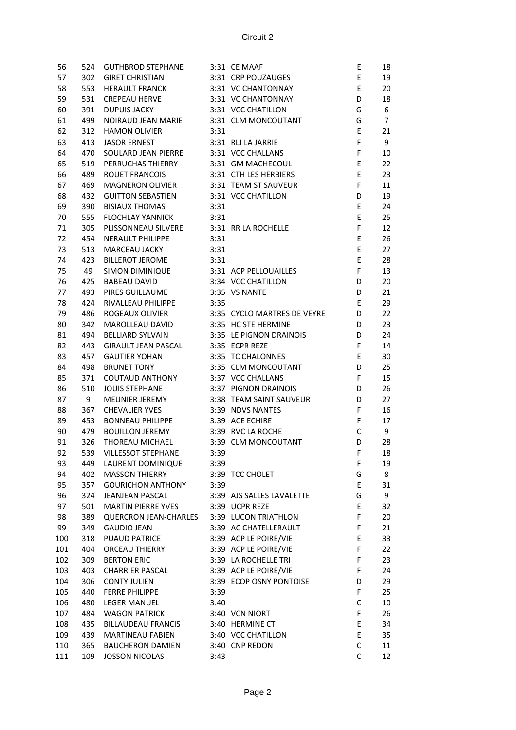Circuit 2

| | | | | | | |
|---|---|---|---|---|---|---|
| 56 | 524 | GUTHBROD STEPHANE | 3:31 | CE MAAF | E | 18 |
| 57 | 302 | GIRET CHRISTIAN | 3:31 | CRP POUZAUGES | E | 19 |
| 58 | 553 | HERAULT FRANCK | 3:31 | VC CHANTONNAY | E | 20 |
| 59 | 531 | CREPEAU HERVE | 3:31 | VC CHANTONNAY | D | 18 |
| 60 | 391 | DUPUIS JACKY | 3:31 | VCC CHATILLON | G | 6 |
| 61 | 499 | NOIRAUD JEAN MARIE | 3:31 | CLM MONCOUTANT | G | 7 |
| 62 | 312 | HAMON OLIVIER | 3:31 | | E | 21 |
| 63 | 413 | JASOR ERNEST | 3:31 | RLJ LA JARRIE | F | 9 |
| 64 | 470 | SOULARD JEAN PIERRE | 3:31 | VCC CHALLANS | F | 10 |
| 65 | 519 | PERRUCHAS THIERRY | 3:31 | GM MACHECOUL | E | 22 |
| 66 | 489 | ROUET FRANCOIS | 3:31 | CTH LES HERBIERS | E | 23 |
| 67 | 469 | MAGNERON OLIVIER | 3:31 | TEAM ST SAUVEUR | F | 11 |
| 68 | 432 | GUITTON SEBASTIEN | 3:31 | VCC CHATILLON | D | 19 |
| 69 | 390 | BISIAUX THOMAS | 3:31 | | E | 24 |
| 70 | 555 | FLOCHLAY YANNICK | 3:31 | | E | 25 |
| 71 | 305 | PLISSONNEAU SILVERE | 3:31 | RR LA ROCHELLE | F | 12 |
| 72 | 454 | NERAULT PHILIPPE | 3:31 | | E | 26 |
| 73 | 513 | MARCEAU JACKY | 3:31 | | E | 27 |
| 74 | 423 | BILLEROT JEROME | 3:31 | | E | 28 |
| 75 | 49 | SIMON DIMINIQUE | 3:31 | ACP PELLOUAILLES | F | 13 |
| 76 | 425 | BABEAU DAVID | 3:34 | VCC CHATILLON | D | 20 |
| 77 | 493 | PIRES GUILLAUME | 3:35 | VS NANTE | D | 21 |
| 78 | 424 | RIVALLEAU PHILIPPE | 3:35 | | E | 29 |
| 79 | 486 | ROGEAUX OLIVIER | 3:35 | CYCLO MARTRES DE VEYRE | D | 22 |
| 80 | 342 | MAROLLEAU DAVID | 3:35 | HC STE HERMINE | D | 23 |
| 81 | 494 | BELLIARD SYLVAIN | 3:35 | LE PIGNON DRAINOIS | D | 24 |
| 82 | 443 | GIRAULT JEAN PASCAL | 3:35 | ECPR REZE | F | 14 |
| 83 | 457 | GAUTIER YOHAN | 3:35 | TC CHALONNES | E | 30 |
| 84 | 498 | BRUNET TONY | 3:35 | CLM MONCOUTANT | D | 25 |
| 85 | 371 | COUTAUD ANTHONY | 3:37 | VCC CHALLANS | F | 15 |
| 86 | 510 | JOUIS STEPHANE | 3:37 | PIGNON DRAINOIS | D | 26 |
| 87 | 9 | MEUNIER JEREMY | 3:38 | TEAM SAINT SAUVEUR | D | 27 |
| 88 | 367 | CHEVALIER YVES | 3:39 | NDVS NANTES | F | 16 |
| 89 | 453 | BONNEAU PHILIPPE | 3:39 | ACE ECHIRE | F | 17 |
| 90 | 479 | BOUILLON JEREMY | 3:39 | RVC LA ROCHE | C | 9 |
| 91 | 326 | THOREAU MICHAEL | 3:39 | CLM MONCOUTANT | D | 28 |
| 92 | 539 | VILLESSOT STEPHANE | 3:39 | | F | 18 |
| 93 | 449 | LAURENT DOMINIQUE | 3:39 | | F | 19 |
| 94 | 402 | MASSON THIERRY | 3:39 | TCC CHOLET | G | 8 |
| 95 | 357 | GOURICHON ANTHONY | 3:39 | | E | 31 |
| 96 | 324 | JEANJEAN PASCAL | 3:39 | AJS SALLES LAVALETTE | G | 9 |
| 97 | 501 | MARTIN PIERRE YVES | 3:39 | UCPR REZE | E | 32 |
| 98 | 389 | QUERCRON JEAN-CHARLES | 3:39 | LUCON TRIATHLON | F | 20 |
| 99 | 349 | GAUDIO JEAN | 3:39 | AC CHATELLERAULT | F | 21 |
| 100 | 318 | PUAUD PATRICE | 3:39 | ACP LE POIRE/VIE | E | 33 |
| 101 | 404 | ORCEAU THIERRY | 3:39 | ACP LE POIRE/VIE | F | 22 |
| 102 | 309 | BERTON ERIC | 3:39 | LA ROCHELLE TRI | F | 23 |
| 103 | 403 | CHARRIER PASCAL | 3:39 | ACP LE POIRE/VIE | F | 24 |
| 104 | 306 | CONTY JULIEN | 3:39 | ECOP OSNY PONTOISE | D | 29 |
| 105 | 440 | FERRE PHILIPPE | 3:39 | | F | 25 |
| 106 | 480 | LEGER MANUEL | 3:40 | | C | 10 |
| 107 | 484 | WAGON PATRICK | 3:40 | VCN NIORT | F | 26 |
| 108 | 435 | BILLAUDEAU FRANCIS | 3:40 | HERMINE CT | E | 34 |
| 109 | 439 | MARTINEAU FABIEN | 3:40 | VCC CHATILLON | E | 35 |
| 110 | 365 | BAUCHERON DAMIEN | 3:40 | CNP REDON | C | 11 |
| 111 | 109 | JOSSON NICOLAS | 3:43 | | C | 12 |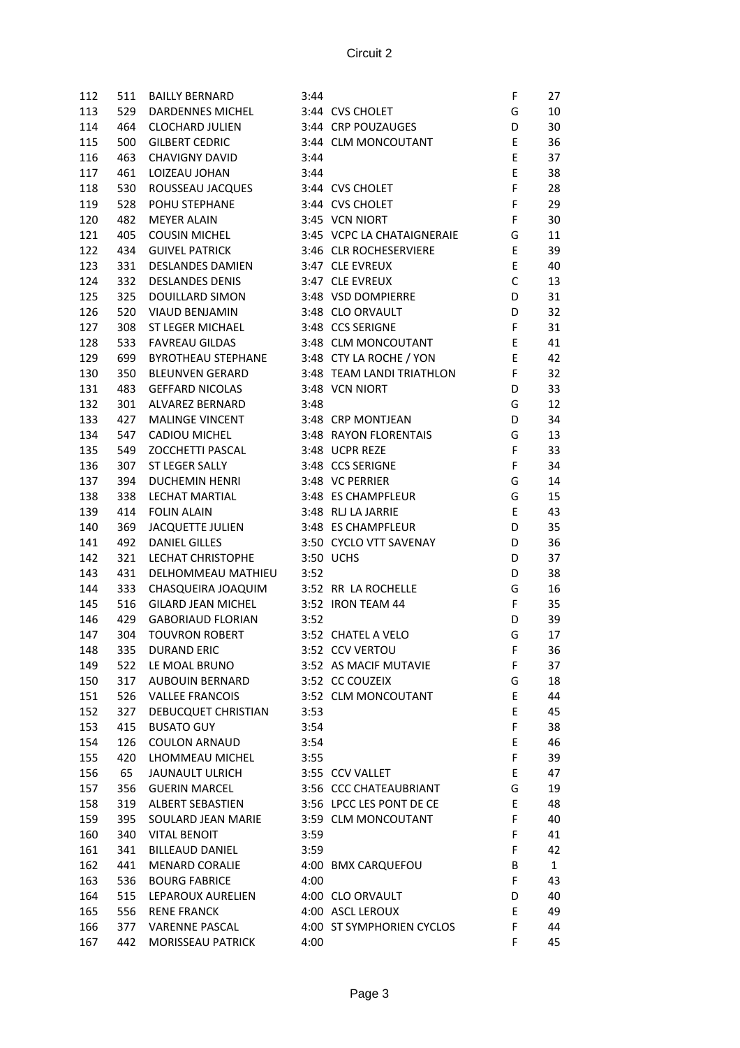Circuit 2

| | | | | | | |
|---|---|---|---|---|---|---|
| 112 | 511 | BAILLY BERNARD | 3:44 | | F | 27 |
| 113 | 529 | DARDENNES MICHEL | 3:44 | CVS CHOLET | G | 10 |
| 114 | 464 | CLOCHARD JULIEN | 3:44 | CRP POUZAUGES | D | 30 |
| 115 | 500 | GILBERT CEDRIC | 3:44 | CLM MONCOUTANT | E | 36 |
| 116 | 463 | CHAVIGNY DAVID | 3:44 | | E | 37 |
| 117 | 461 | LOIZEAU JOHAN | 3:44 | | E | 38 |
| 118 | 530 | ROUSSEAU JACQUES | 3:44 | CVS CHOLET | F | 28 |
| 119 | 528 | POHU STEPHANE | 3:44 | CVS CHOLET | F | 29 |
| 120 | 482 | MEYER ALAIN | 3:45 | VCN NIORT | F | 30 |
| 121 | 405 | COUSIN MICHEL | 3:45 | VCPC LA CHATAIGNERAIE | G | 11 |
| 122 | 434 | GUIVEL PATRICK | 3:46 | CLR ROCHESERVIERE | E | 39 |
| 123 | 331 | DESLANDES DAMIEN | 3:47 | CLE EVREUX | E | 40 |
| 124 | 332 | DESLANDES DENIS | 3:47 | CLE EVREUX | C | 13 |
| 125 | 325 | DOUILLARD SIMON | 3:48 | VSD DOMPIERRE | D | 31 |
| 126 | 520 | VIAUD BENJAMIN | 3:48 | CLO ORVAULT | D | 32 |
| 127 | 308 | ST LEGER MICHAEL | 3:48 | CCS SERIGNE | F | 31 |
| 128 | 533 | FAVREAU GILDAS | 3:48 | CLM MONCOUTANT | E | 41 |
| 129 | 699 | BYROTHEAU STEPHANE | 3:48 | CTY LA ROCHE / YON | E | 42 |
| 130 | 350 | BLEUNVEN GERARD | 3:48 | TEAM LANDI TRIATHLON | F | 32 |
| 131 | 483 | GEFFARD NICOLAS | 3:48 | VCN NIORT | D | 33 |
| 132 | 301 | ALVAREZ BERNARD | 3:48 | | G | 12 |
| 133 | 427 | MALINGE VINCENT | 3:48 | CRP MONTJEAN | D | 34 |
| 134 | 547 | CADIOU MICHEL | 3:48 | RAYON FLORENTAIS | G | 13 |
| 135 | 549 | ZOCCHETTI PASCAL | 3:48 | UCPR REZE | F | 33 |
| 136 | 307 | ST LEGER SALLY | 3:48 | CCS SERIGNE | F | 34 |
| 137 | 394 | DUCHEMIN HENRI | 3:48 | VC PERRIER | G | 14 |
| 138 | 338 | LECHAT MARTIAL | 3:48 | ES CHAMPFLEUR | G | 15 |
| 139 | 414 | FOLIN ALAIN | 3:48 | RLJ LA JARRIE | E | 43 |
| 140 | 369 | JACQUETTE JULIEN | 3:48 | ES CHAMPFLEUR | D | 35 |
| 141 | 492 | DANIEL GILLES | 3:50 | CYCLO VTT SAVENAY | D | 36 |
| 142 | 321 | LECHAT CHRISTOPHE | 3:50 | UCHS | D | 37 |
| 143 | 431 | DELHOMMEAU MATHIEU | 3:52 | | D | 38 |
| 144 | 333 | CHASQUEIRA JOAQUIM | 3:52 | RR LA ROCHELLE | G | 16 |
| 145 | 516 | GILARD JEAN MICHEL | 3:52 | IRON TEAM 44 | F | 35 |
| 146 | 429 | GABORIAUD FLORIAN | 3:52 | | D | 39 |
| 147 | 304 | TOUVRON ROBERT | 3:52 | CHATEL A VELO | G | 17 |
| 148 | 335 | DURAND ERIC | 3:52 | CCV VERTOU | F | 36 |
| 149 | 522 | LE MOAL BRUNO | 3:52 | AS MACIF MUTAVIE | F | 37 |
| 150 | 317 | AUBOUIN BERNARD | 3:52 | CC COUZEIX | G | 18 |
| 151 | 526 | VALLEE FRANCOIS | 3:52 | CLM MONCOUTANT | E | 44 |
| 152 | 327 | DEBUCQUET CHRISTIAN | 3:53 | | E | 45 |
| 153 | 415 | BUSATO GUY | 3:54 | | F | 38 |
| 154 | 126 | COULON ARNAUD | 3:54 | | E | 46 |
| 155 | 420 | LHOMMEAU MICHEL | 3:55 | | F | 39 |
| 156 | 65 | JAUNAULT ULRICH | 3:55 | CCV VALLET | E | 47 |
| 157 | 356 | GUERIN MARCEL | 3:56 | CCC CHATEAUBRIANT | G | 19 |
| 158 | 319 | ALBERT SEBASTIEN | 3:56 | LPCC LES PONT DE CE | E | 48 |
| 159 | 395 | SOULARD JEAN MARIE | 3:59 | CLM MONCOUTANT | F | 40 |
| 160 | 340 | VITAL BENOIT | 3:59 | | F | 41 |
| 161 | 341 | BILLEAUD DANIEL | 3:59 | | F | 42 |
| 162 | 441 | MENARD CORALIE | 4:00 | BMX CARQUEFOU | B | 1 |
| 163 | 536 | BOURG FABRICE | 4:00 | | F | 43 |
| 164 | 515 | LEPAROUX AURELIEN | 4:00 | CLO ORVAULT | D | 40 |
| 165 | 556 | RENE FRANCK | 4:00 | ASCL LEROUX | E | 49 |
| 166 | 377 | VARENNE PASCAL | 4:00 | ST SYMPHORIEN CYCLOS | F | 44 |
| 167 | 442 | MORISSEAU PATRICK | 4:00 | | F | 45 |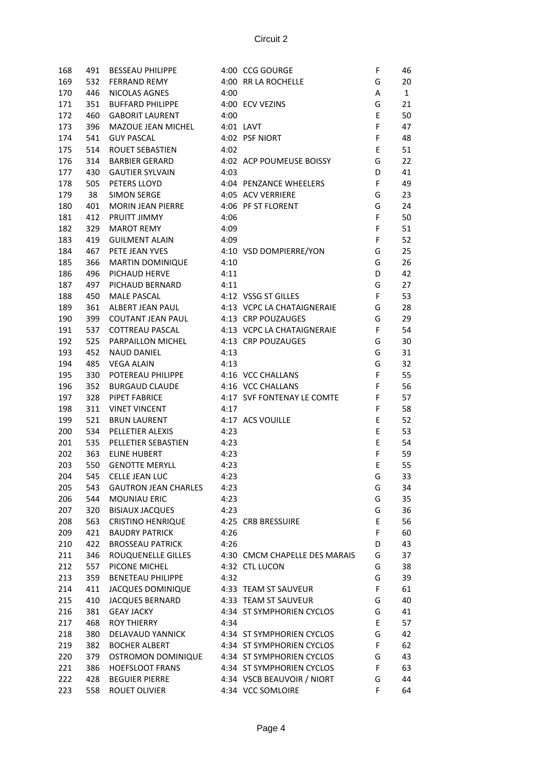# Circuit 2

| | | | | | | |
|---|---|---|---|---|---|---|
| 168 | 491 | BESSEAU PHILIPPE | 4:00 | CCG GOURGE | F | 46 |
| 169 | 532 | FERRAND REMY | 4:00 | RR LA ROCHELLE | G | 20 |
| 170 | 446 | NICOLAS AGNES | 4:00 | | A | 1 |
| 171 | 351 | BUFFARD PHILIPPE | 4:00 | ECV VEZINS | G | 21 |
| 172 | 460 | GABORIT LAURENT | 4:00 | | E | 50 |
| 173 | 396 | MAZOUE JEAN MICHEL | 4:01 | LAVT | F | 47 |
| 174 | 541 | GUY PASCAL | 4:02 | PSF NIORT | F | 48 |
| 175 | 514 | ROUET SEBASTIEN | 4:02 | | E | 51 |
| 176 | 314 | BARBIER GERARD | 4:02 | ACP POUMEUSE BOISSY | G | 22 |
| 177 | 430 | GAUTIER SYLVAIN | 4:03 | | D | 41 |
| 178 | 505 | PETERS LLOYD | 4:04 | PENZANCE WHEELERS | F | 49 |
| 179 | 38 | SIMON SERGE | 4:05 | ACV VERRIERE | G | 23 |
| 180 | 401 | MORIN JEAN PIERRE | 4:06 | PF ST FLORENT | G | 24 |
| 181 | 412 | PRUITT JIMMY | 4:06 | | F | 50 |
| 182 | 329 | MAROT REMY | 4:09 | | F | 51 |
| 183 | 419 | GUILMENT ALAIN | 4:09 | | F | 52 |
| 184 | 467 | PETE JEAN YVES | 4:10 | VSD DOMPIERRE/YON | G | 25 |
| 185 | 366 | MARTIN DOMINIQUE | 4:10 | | G | 26 |
| 186 | 496 | PICHAUD HERVE | 4:11 | | D | 42 |
| 187 | 497 | PICHAUD BERNARD | 4:11 | | G | 27 |
| 188 | 450 | MALE PASCAL | 4:12 | VSSG ST GILLES | F | 53 |
| 189 | 361 | ALBERT JEAN PAUL | 4:13 | VCPC LA CHATAIGNERAIE | G | 28 |
| 190 | 399 | COUTANT JEAN PAUL | 4:13 | CRP POUZAUGES | G | 29 |
| 191 | 537 | COTTREAU PASCAL | 4:13 | VCPC LA CHATAIGNERAIE | F | 54 |
| 192 | 525 | PARPAILLON MICHEL | 4:13 | CRP POUZAUGES | G | 30 |
| 193 | 452 | NAUD DANIEL | 4:13 | | G | 31 |
| 194 | 485 | VEGA ALAIN | 4:13 | | G | 32 |
| 195 | 330 | POTEREAU PHILIPPE | 4:16 | VCC CHALLANS | F | 55 |
| 196 | 352 | BURGAUD CLAUDE | 4:16 | VCC CHALLANS | F | 56 |
| 197 | 328 | PIPET FABRICE | 4:17 | SVF FONTENAY LE COMTE | F | 57 |
| 198 | 311 | VINET VINCENT | 4:17 | | F | 58 |
| 199 | 521 | BRUN LAURENT | 4:17 | ACS VOUILLE | E | 52 |
| 200 | 534 | PELLETIER ALEXIS | 4:23 | | E | 53 |
| 201 | 535 | PELLETIER SEBASTIEN | 4:23 | | E | 54 |
| 202 | 363 | ELINE HUBERT | 4:23 | | F | 59 |
| 203 | 550 | GENOTTE MERYLL | 4:23 | | E | 55 |
| 204 | 545 | CELLE JEAN LUC | 4:23 | | G | 33 |
| 205 | 543 | GAUTRON JEAN CHARLES | 4:23 | | G | 34 |
| 206 | 544 | MOUNIAU ERIC | 4:23 | | G | 35 |
| 207 | 320 | BISIAUX JACQUES | 4:23 | | G | 36 |
| 208 | 563 | CRISTINO HENRIQUE | 4:25 | CRB BRESSUIRE | E | 56 |
| 209 | 421 | BAUDRY PATRICK | 4:26 | | F | 60 |
| 210 | 422 | BROSSEAU PATRICK | 4:26 | | D | 43 |
| 211 | 346 | ROUQUENELLE GILLES | 4:30 | CMCM CHAPELLE DES MARAIS | G | 37 |
| 212 | 557 | PICONE MICHEL | 4:32 | CTL LUCON | G | 38 |
| 213 | 359 | BENETEAU PHILIPPE | 4:32 | | G | 39 |
| 214 | 411 | JACQUES DOMINIQUE | 4:33 | TEAM ST SAUVEUR | F | 61 |
| 215 | 410 | JACQUES BERNARD | 4:33 | TEAM ST SAUVEUR | G | 40 |
| 216 | 381 | GEAY JACKY | 4:34 | ST SYMPHORIEN CYCLOS | G | 41 |
| 217 | 468 | ROY THIERRY | 4:34 | | E | 57 |
| 218 | 380 | DELAVAUD YANNICK | 4:34 | ST SYMPHORIEN CYCLOS | G | 42 |
| 219 | 382 | BOCHER ALBERT | 4:34 | ST SYMPHORIEN CYCLOS | F | 62 |
| 220 | 379 | OSTROMON DOMINIQUE | 4:34 | ST SYMPHORIEN CYCLOS | G | 43 |
| 221 | 386 | HOEFSLOOT FRANS | 4:34 | ST SYMPHORIEN CYCLOS | F | 63 |
| 222 | 428 | BEGUIER PIERRE | 4:34 | VSCB BEAUVOIR / NIORT | G | 44 |
| 223 | 558 | ROUET OLIVIER | 4:34 | VCC SOMLOIRE | F | 64 |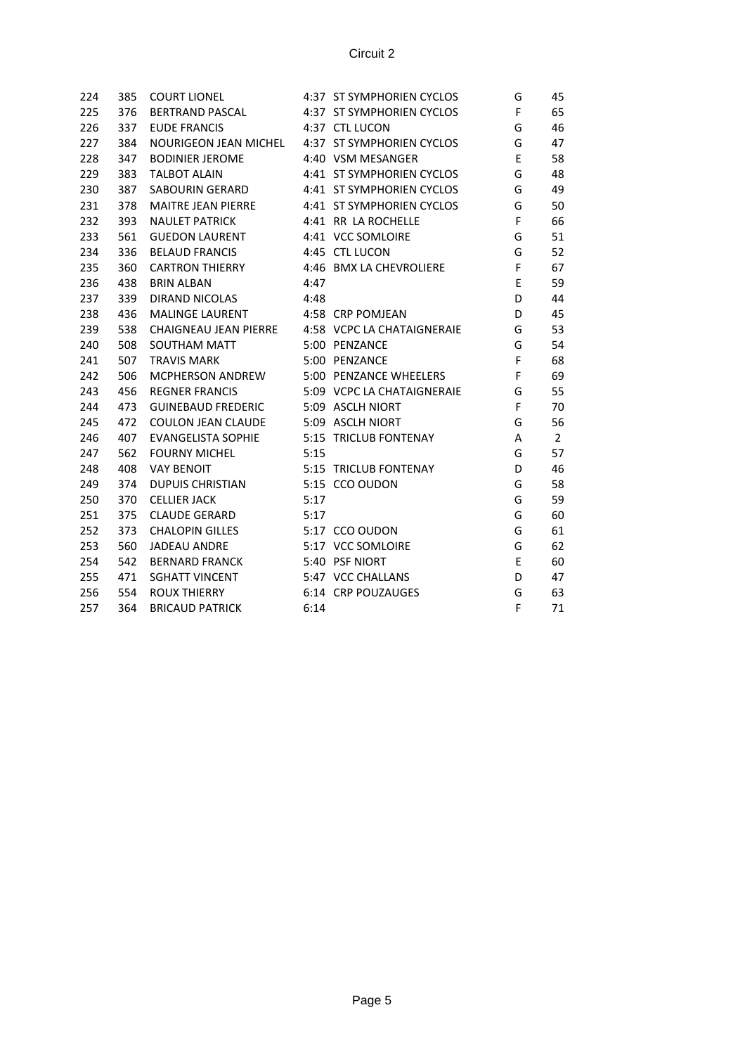Circuit 2

| | | | | | | |
|---|---|---|---|---|---|---|
| 224 | 385 | COURT LIONEL | 4:37 | ST SYMPHORIEN CYCLOS | G | 45 |
| 225 | 376 | BERTRAND PASCAL | 4:37 | ST SYMPHORIEN CYCLOS | F | 65 |
| 226 | 337 | EUDE FRANCIS | 4:37 | CTL LUCON | G | 46 |
| 227 | 384 | NOURIGEON JEAN MICHEL | 4:37 | ST SYMPHORIEN CYCLOS | G | 47 |
| 228 | 347 | BODINIER JEROME | 4:40 | VSM MESANGER | E | 58 |
| 229 | 383 | TALBOT ALAIN | 4:41 | ST SYMPHORIEN CYCLOS | G | 48 |
| 230 | 387 | SABOURIN GERARD | 4:41 | ST SYMPHORIEN CYCLOS | G | 49 |
| 231 | 378 | MAITRE JEAN PIERRE | 4:41 | ST SYMPHORIEN CYCLOS | G | 50 |
| 232 | 393 | NAULET PATRICK | 4:41 | RR LA ROCHELLE | F | 66 |
| 233 | 561 | GUEDON LAURENT | 4:41 | VCC SOMLOIRE | G | 51 |
| 234 | 336 | BELAUD FRANCIS | 4:45 | CTL LUCON | G | 52 |
| 235 | 360 | CARTRON THIERRY | 4:46 | BMX LA CHEVROLIERE | F | 67 |
| 236 | 438 | BRIN ALBAN | 4:47 | | E | 59 |
| 237 | 339 | DIRAND NICOLAS | 4:48 | | D | 44 |
| 238 | 436 | MALINGE LAURENT | 4:58 | CRP POMJEAN | D | 45 |
| 239 | 538 | CHAIGNEAU JEAN PIERRE | 4:58 | VCPC LA CHATAIGNERAIE | G | 53 |
| 240 | 508 | SOUTHAM MATT | 5:00 | PENZANCE | G | 54 |
| 241 | 507 | TRAVIS MARK | 5:00 | PENZANCE | F | 68 |
| 242 | 506 | MCPHERSON ANDREW | 5:00 | PENZANCE WHEELERS | F | 69 |
| 243 | 456 | REGNER FRANCIS | 5:09 | VCPC LA CHATAIGNERAIE | G | 55 |
| 244 | 473 | GUINEBAUD FREDERIC | 5:09 | ASCLH NIORT | F | 70 |
| 245 | 472 | COULON JEAN CLAUDE | 5:09 | ASCLH NIORT | G | 56 |
| 246 | 407 | EVANGELISTA SOPHIE | 5:15 | TRICLUB FONTENAY | A | 2 |
| 247 | 562 | FOURNY MICHEL | 5:15 | | G | 57 |
| 248 | 408 | VAY BENOIT | 5:15 | TRICLUB FONTENAY | D | 46 |
| 249 | 374 | DUPUIS CHRISTIAN | 5:15 | CCO OUDON | G | 58 |
| 250 | 370 | CELLIER JACK | 5:17 | | G | 59 |
| 251 | 375 | CLAUDE GERARD | 5:17 | | G | 60 |
| 252 | 373 | CHALOPIN GILLES | 5:17 | CCO OUDON | G | 61 |
| 253 | 560 | JADEAU ANDRE | 5:17 | VCC SOMLOIRE | G | 62 |
| 254 | 542 | BERNARD FRANCK | 5:40 | PSF NIORT | E | 60 |
| 255 | 471 | SGHATT VINCENT | 5:47 | VCC CHALLANS | D | 47 |
| 256 | 554 | ROUX THIERRY | 6:14 | CRP POUZAUGES | G | 63 |
| 257 | 364 | BRICAUD PATRICK | 6:14 | | F | 71 |